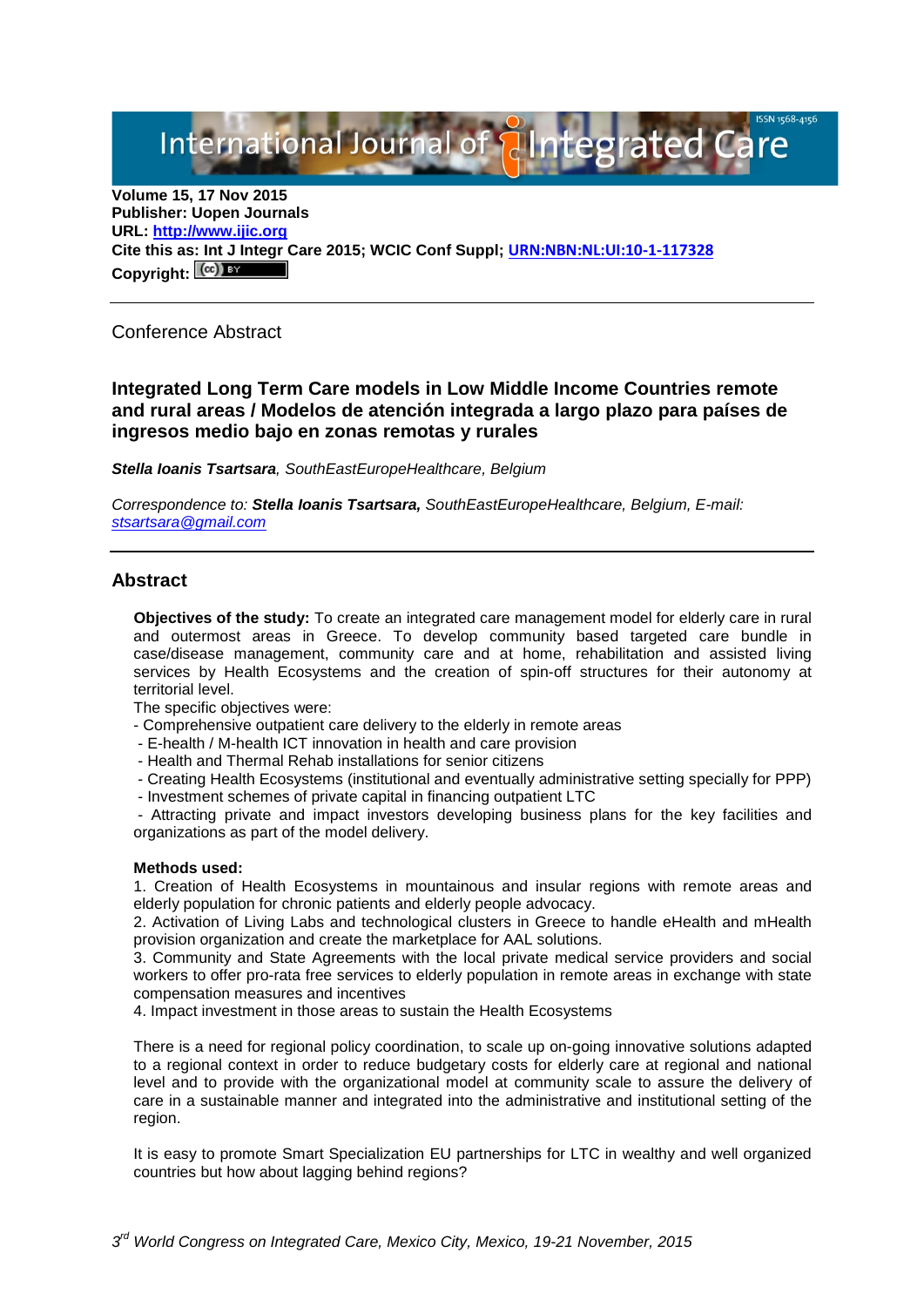Volume 15, 17 Nov 2015
**Publisher: Uopen Journals**
**URL: http://www.ijic.org**
**Cite this as: Int J Integr Care 2015; WCIC Conf Suppl; URN:NBN:NL:UI:10-1-117328**
**Copyright:**

---

Conference Abstract

## Integrated Long Term Care models in Low Middle Income Countries remote and rural areas / Modelos de atención integrada a largo plazo para países de ingresos medio bajo en zonas remotas y rurales

***Stella Ioanis Tsartsara**, SouthEastEuropeHealthcare, Belgium*

*Correspondence to: **Stella Ioanis Tsartsara,** SouthEastEuropeHealthcare, Belgium, E-mail: stsartsara@gmail.com*

---

## Abstract

**Objectives of the study:** To create an integrated care management model for elderly care in rural and outermost areas in Greece. To develop community based targeted care bundle in case/disease management, community care and at home, rehabilitation and assisted living services by Health Ecosystems and the creation of spin-off structures for their autonomy at territorial level.

The specific objectives were:

- Comprehensive outpatient care delivery to the elderly in remote areas
- E-health / M-health ICT innovation in health and care provision
- Health and Thermal Rehab installations for senior citizens
- Creating Health Ecosystems (institutional and eventually administrative setting specially for PPP)
- Investment schemes of private capital in financing outpatient LTC
- Attracting private and impact investors developing business plans for the key facilities and organizations as part of the model delivery.

**Methods used:**

1. Creation of Health Ecosystems in mountainous and insular regions with remote areas and elderly population for chronic patients and elderly people advocacy.
2. Activation of Living Labs and technological clusters in Greece to handle eHealth and mHealth provision organization and create the marketplace for AAL solutions.
3. Community and State Agreements with the local private medical service providers and social workers to offer pro-rata free services to elderly population in remote areas in exchange with state compensation measures and incentives
4. Impact investment in those areas to sustain the Health Ecosystems

There is a need for regional policy coordination, to scale up on-going innovative solutions adapted to a regional context in order to reduce budgetary costs for elderly care at regional and national level and to provide with the organizational model at community scale to assure the delivery of care in a sustainable manner and integrated into the administrative and institutional setting of the region.

It is easy to promote Smart Specialization EU partnerships for LTC in wealthy and well organized countries but how about lagging behind regions?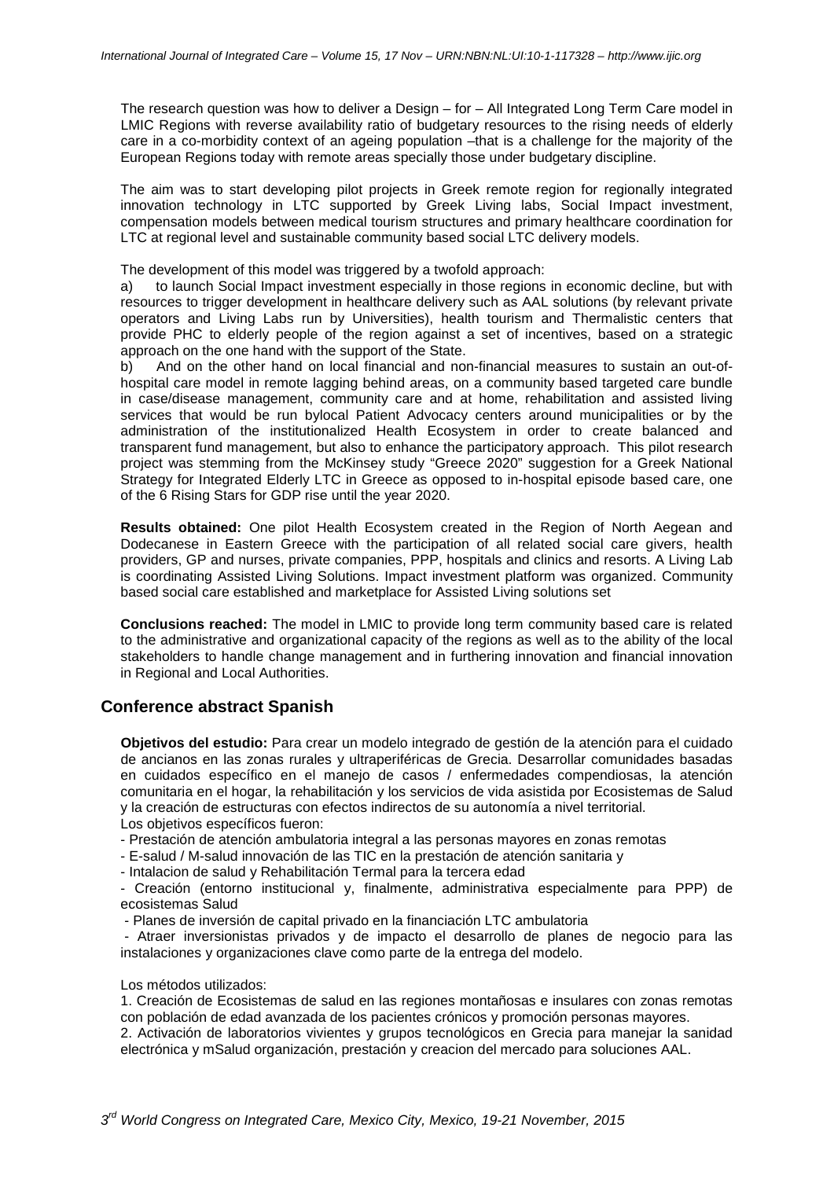The research question was how to deliver a Design – for – All Integrated Long Term Care model in LMIC Regions with reverse availability ratio of budgetary resources to the rising needs of elderly care in a co-morbidity context of an ageing population –that is a challenge for the majority of the European Regions today with remote areas specially those under budgetary discipline.

The aim was to start developing pilot projects in Greek remote region for regionally integrated innovation technology in LTC supported by Greek Living labs, Social Impact investment, compensation models between medical tourism structures and primary healthcare coordination for LTC at regional level and sustainable community based social LTC delivery models.

The development of this model was triggered by a twofold approach:

a) to launch Social Impact investment especially in those regions in economic decline, but with resources to trigger development in healthcare delivery such as AAL solutions (by relevant private operators and Living Labs run by Universities), health tourism and Thermalistic centers that provide PHC to elderly people of the region against a set of incentives, based on a strategic approach on the one hand with the support of the State.

b) And on the other hand on local financial and non-financial measures to sustain an out-of-hospital care model in remote lagging behind areas, on a community based targeted care bundle in case/disease management, community care and at home, rehabilitation and assisted living services that would be run bylocal Patient Advocacy centers around municipalities or by the administration of the institutionalized Health Ecosystem in order to create balanced and transparent fund management, but also to enhance the participatory approach. This pilot research project was stemming from the McKinsey study "Greece 2020" suggestion for a Greek National Strategy for Integrated Elderly LTC in Greece as opposed to in-hospital episode based care, one of the 6 Rising Stars for GDP rise until the year 2020.

**Results obtained:** One pilot Health Ecosystem created in the Region of North Aegean and Dodecanese in Eastern Greece with the participation of all related social care givers, health providers, GP and nurses, private companies, PPP, hospitals and clinics and resorts. A Living Lab is coordinating Assisted Living Solutions. Impact investment platform was organized. Community based social care established and marketplace for Assisted Living solutions set

**Conclusions reached:** The model in LMIC to provide long term community based care is related to the administrative and organizational capacity of the regions as well as to the ability of the local stakeholders to handle change management and in furthering innovation and financial innovation in Regional and Local Authorities.

## Conference abstract Spanish

**Objetivos del estudio:** Para crear un modelo integrado de gestión de la atención para el cuidado de ancianos en las zonas rurales y ultraperiféricas de Grecia. Desarrollar comunidades basadas en cuidados específico en el manejo de casos / enfermedades compendiosas, la atención comunitaria en el hogar, la rehabilitación y los servicios de vida asistida por Ecosistemas de Salud y la creación de estructuras con efectos indirectos de su autonomía a nivel territorial.

Los objetivos específicos fueron:

- Prestación de atención ambulatoria integral a las personas mayores en zonas remotas
- E-salud / M-salud innovación de las TIC en la prestación de atención sanitaria y
- Intalacion de salud y Rehabilitación Termal para la tercera edad
- Creación (entorno institucional y, finalmente, administrativa especialmente para PPP) de ecosistemas Salud
- Planes de inversión de capital privado en la financiación LTC ambulatoria
- Atraer inversionistas privados y de impacto el desarrollo de planes de negocio para las instalaciones y organizaciones clave como parte de la entrega del modelo.

Los métodos utilizados:

1. Creación de Ecosistemas de salud en las regiones montañosas e insulares con zonas remotas con población de edad avanzada de los pacientes crónicos y promoción personas mayores.
2. Activación de laboratorios vivientes y grupos tecnológicos en Grecia para manejar la sanidad electrónica y mSalud organización, prestación y creacion del mercado para soluciones AAL.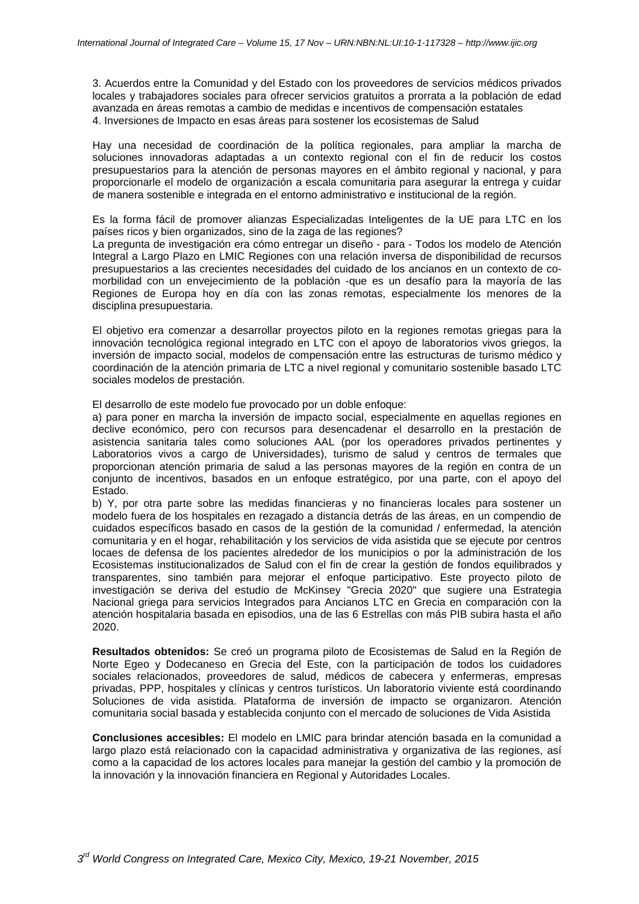3. Acuerdos entre la Comunidad y del Estado con los proveedores de servicios médicos privados locales y trabajadores sociales para ofrecer servicios gratuitos a prorrata a la población de edad avanzada en áreas remotas a cambio de medidas e incentivos de compensación estatales
4. Inversiones de Impacto en esas áreas para sostener los ecosistemas de Salud

Hay una necesidad de coordinación de la política regionales, para ampliar la marcha de soluciones innovadoras adaptadas a un contexto regional con el fin de reducir los costos presupuestarios para la atención de personas mayores en el ámbito regional y nacional, y para proporcionarle el modelo de organización a escala comunitaria para asegurar la entrega y cuidar de manera sostenible e integrada en el entorno administrativo e institucional de la región.

Es la forma fácil de promover alianzas Especializadas Inteligentes de la UE para LTC en los países ricos y bien organizados, sino de la zaga de las regiones?
La pregunta de investigación era cómo entregar un diseño - para - Todos los modelo de Atención Integral a Largo Plazo en LMIC Regiones con una relación inversa de disponibilidad de recursos presupuestarios a las crecientes necesidades del cuidado de los ancianos en un contexto de co-morbilidad con un envejecimiento de la población -que es un desafío para la mayoría de las Regiones de Europa hoy en día con las zonas remotas, especialmente los menores de la disciplina presupuestaria.

El objetivo era comenzar a desarrollar proyectos piloto en la regiones remotas griegas para la innovación tecnológica regional integrado en LTC con el apoyo de laboratorios vivos griegos, la inversión de impacto social, modelos de compensación entre las estructuras de turismo médico y coordinación de la atención primaria de LTC a nivel regional y comunitario sostenible basado LTC sociales modelos de prestación.

El desarrollo de este modelo fue provocado por un doble enfoque:
a) para poner en marcha la inversión de impacto social, especialmente en aquellas regiones en declive económico, pero con recursos para desencadenar el desarrollo en la prestación de asistencia sanitaria tales como soluciones AAL (por los operadores privados pertinentes y Laboratorios vivos a cargo de Universidades), turismo de salud y centros de termales que proporcionan atención primaria de salud a las personas mayores de la región en contra de un conjunto de incentivos, basados en un enfoque estratégico, por una parte, con el apoyo del Estado.
b) Y, por otra parte sobre las medidas financieras y no financieras locales para sostener un modelo fuera de los hospitales en rezagado a distancia detrás de las áreas, en un compendio de cuidados específicos basado en casos de la gestión de la comunidad / enfermedad, la atención comunitaria y en el hogar, rehabilitación y los servicios de vida asistida que se ejecute por centros locaes de defensa de los pacientes alrededor de los municipios o por la administración de los Ecosistemas institucionalizados de Salud con el fin de crear la gestión de fondos equilibrados y transparentes, sino también para mejorar el enfoque participativo. Este proyecto piloto de investigación se deriva del estudio de McKinsey "Grecia 2020" que sugiere una Estrategia Nacional griega para servicios Integrados para Ancianos LTC en Grecia en comparación con la atención hospitalaria basada en episodios, una de las 6 Estrellas con más PIB subira hasta el año 2020.

**Resultados obtenidos:** Se creó un programa piloto de Ecosistemas de Salud en la Región de Norte Egeo y Dodecaneso en Grecia del Este, con la participación de todos los cuidadores sociales relacionados, proveedores de salud, médicos de cabecera y enfermeras, empresas privadas, PPP, hospitales y clínicas y centros turísticos. Un laboratorio viviente está coordinando Soluciones de vida asistida. Plataforma de inversión de impacto se organizaron. Atención comunitaria social basada y establecida conjunto con el mercado de soluciones de Vida Asistida

**Conclusiones accesibles:** El modelo en LMIC para brindar atención basada en la comunidad a largo plazo está relacionado con la capacidad administrativa y organizativa de las regiones, así como a la capacidad de los actores locales para manejar la gestión del cambio y la promoción de la innovación y la innovación financiera en Regional y Autoridades Locales.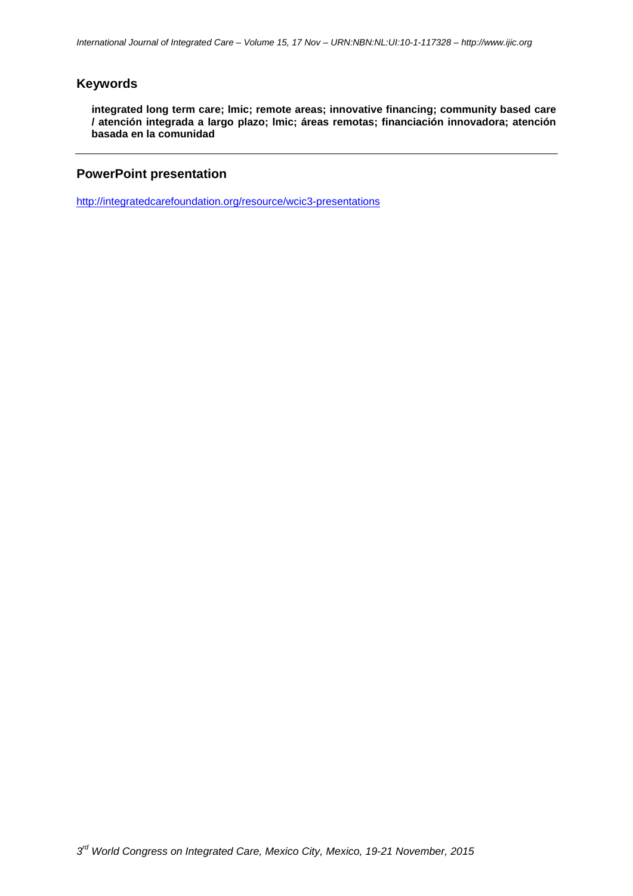## Keywords

**integrated long term care; lmic; remote areas; innovative financing; community based care / atención integrada a largo plazo; lmic; áreas remotas; financiación innovadora; atención basada en la comunidad**

---

## PowerPoint presentation

http://integratedcarefoundation.org/resource/wcic3-presentations